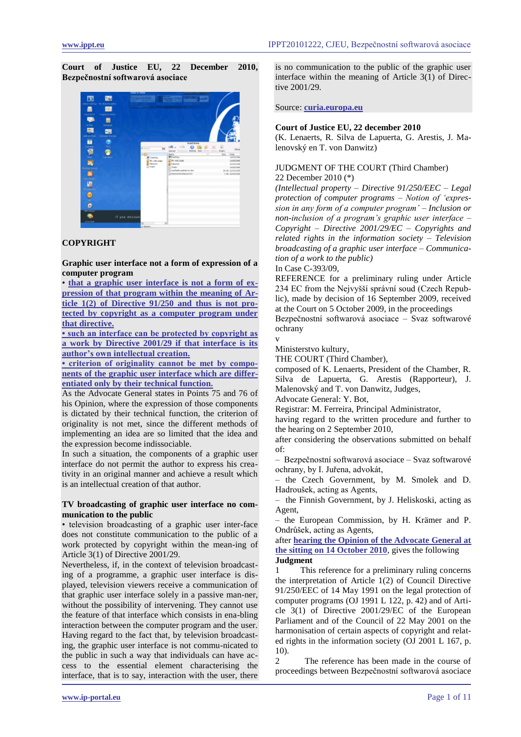**Court of Justice EU, 22 December 2010, Bezpečnostní softwarová asociace**

**COPYRIGHT**

**Graphic user interface not a form of expression of a computer program**

• **that a graphic user interface is not a form of expression of that program within the meaning of Article 1(2) of Directive 91/250 and thus is not protected by copyright as a computer program under that directive.**

**• such an interface can be protected by copyright as a work by Directive 2001/29 if that interface is its author's own intellectual creation.**

**• criterion of originality cannot be met by components of the graphic user interface which are differentiated only by their technical function.**

As the Advocate General states in Points 75 and 76 of his Opinion, where the expression of those components is dictated by their technical function, the criterion of originality is not met, since the different methods of implementing an idea are so limited that the idea and the expression become indissociable.

In such a situation, the components of a graphic user interface do not permit the author to express his creativity in an original manner and achieve a result which is an intellectual creation of that author.

**TV broadcasting of graphic user interface no communication to the public**

• television broadcasting of a graphic user inter-face does not constitute communication to the public of a work protected by copyright within the mean-ing of Article 3(1) of Directive 2001/29.

Nevertheless, if, in the context of television broadcasting of a programme, a graphic user interface is displayed, television viewers receive a communication of that graphic user interface solely in a passive man-ner, without the possibility of intervening. They cannot use the feature of that interface which consists in ena-bling interaction between the computer program and the user. Having regard to the fact that, by television broadcast-ing, the graphic user interface is not commu-nicated to the public in such a way that individuals can have access to the essential element characterising the interface, that is to say, interaction with the user, there is no communication to the public of the graphic user interface within the meaning of Article 3(1) of Directive 2001/29.

Source: **curia.europa.eu**

**Court of Justice EU, 22 december 2010**

(K. Lenaerts, R. Silva de Lapuerta, G. Arestis, J. Malenovský en T. von Danwitz)

JUDGMENT OF THE COURT (Third Chamber)

22 December 2010 (*)

*(Intellectual property – Directive 91/250/EEC – Legal protection of computer programs – Notion of 'expression in any form of a computer program' – Inclusion or non-inclusion of a program's graphic user interface – Copyright – Directive 2001/29/EC – Copyrights and related rights in the information society – Television broadcasting of a graphic user interface – Communication of a work to the public)*

In Case C-393/09,

REFERENCE for a preliminary ruling under Article 234 EC from the Nejvyšší správní soud (Czech Republic), made by decision of 16 September 2009, received at the Court on 5 October 2009, in the proceedings

Bezpečnostní softwarová asociace – Svaz softwarové ochrany

v

Ministerstvo kultury,

THE COURT (Third Chamber),

composed of K. Lenaerts, President of the Chamber, R. Silva de Lapuerta, G. Arestis (Rapporteur), J. Malenovský and T. von Danwitz, Judges,

Advocate General: Y. Bot,

Registrar: M. Ferreira, Principal Administrator,

having regard to the written procedure and further to the hearing on 2 September 2010,

after considering the observations submitted on behalf of:

– Bezpečnostní softwarová asociace – Svaz softwarové ochrany, by I. Juřena, advokát,

– the Czech Government, by M. Smolek and D. Hadroušek, acting as Agents,

– the Finnish Government, by J. Heliskoski, acting as Agent,

– the European Commission, by H. Krämer and P. Ondrůšek, acting as Agents,

after **hearing the Opinion of the Advocate General at the sitting on 14 October 2010**, gives the following

**Judgment**

1 This reference for a preliminary ruling concerns the interpretation of Article 1(2) of Council Directive 91/250/EEC of 14 May 1991 on the legal protection of computer programs (OJ 1991 L 122, p. 42) and of Article 3(1) of Directive 2001/29/EC of the European Parliament and of the Council of 22 May 2001 on the harmonisation of certain aspects of copyright and related rights in the information society (OJ 2001 L 167, p. 10).

2 The reference has been made in the course of proceedings between Bezpečnostní softwarová asociace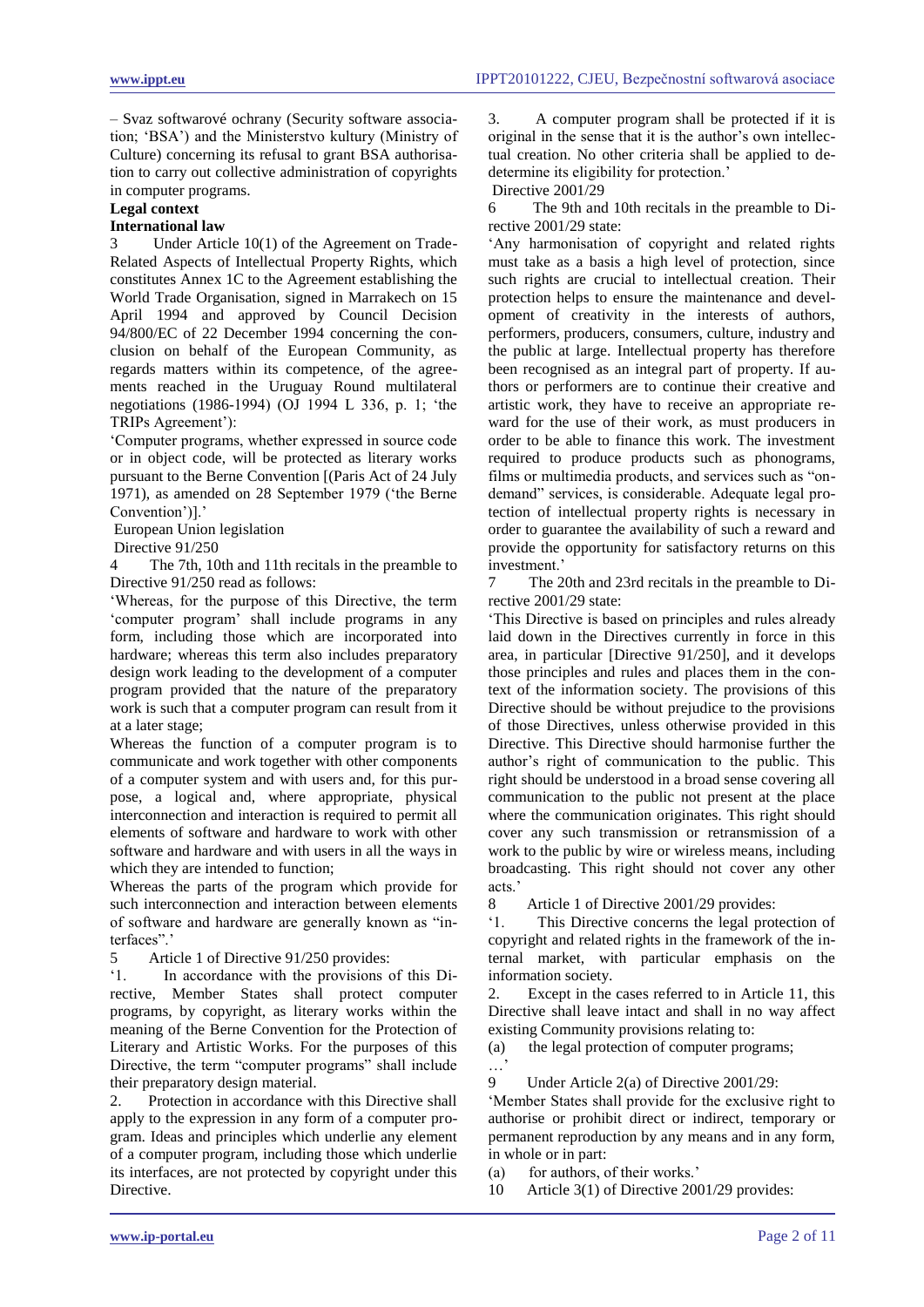– Svaz softwarové ochrany (Security software association; 'BSA') and the Ministerstvo kultury (Ministry of Culture) concerning its refusal to grant BSA authorisation to carry out collective administration of copyrights in computer programs.

**Legal context**

**International law**

3 Under Article 10(1) of the Agreement on Trade-Related Aspects of Intellectual Property Rights, which constitutes Annex 1C to the Agreement establishing the World Trade Organisation, signed in Marrakech on 15 April 1994 and approved by Council Decision 94/800/EC of 22 December 1994 concerning the conclusion on behalf of the European Community, as regards matters within its competence, of the agreements reached in the Uruguay Round multilateral negotiations (1986-1994) (OJ 1994 L 336, p. 1; 'the TRIPs Agreement'):

'Computer programs, whether expressed in source code or in object code, will be protected as literary works pursuant to the Berne Convention [(Paris Act of 24 July 1971), as amended on 28 September 1979 ('the Berne Convention')].'

European Union legislation

Directive 91/250

4 The 7th, 10th and 11th recitals in the preamble to Directive 91/250 read as follows:

'Whereas, for the purpose of this Directive, the term 'computer program' shall include programs in any form, including those which are incorporated into hardware; whereas this term also includes preparatory design work leading to the development of a computer program provided that the nature of the preparatory work is such that a computer program can result from it at a later stage;

Whereas the function of a computer program is to communicate and work together with other components of a computer system and with users and, for this purpose, a logical and, where appropriate, physical interconnection and interaction is required to permit all elements of software and hardware to work with other software and hardware and with users in all the ways in which they are intended to function;

Whereas the parts of the program which provide for such interconnection and interaction between elements of software and hardware are generally known as "interfaces".'

5 Article 1 of Directive 91/250 provides:

'1. In accordance with the provisions of this Directive, Member States shall protect computer programs, by copyright, as literary works within the meaning of the Berne Convention for the Protection of Literary and Artistic Works. For the purposes of this Directive, the term "computer programs" shall include their preparatory design material.

2. Protection in accordance with this Directive shall apply to the expression in any form of a computer program. Ideas and principles which underlie any element of a computer program, including those which underlie its interfaces, are not protected by copyright under this Directive.

3. A computer program shall be protected if it is original in the sense that it is the author's own intellectual creation. No other criteria shall be applied to dedetermine its eligibility for protection.'

Directive 2001/29

6 The 9th and 10th recitals in the preamble to Directive 2001/29 state:

'Any harmonisation of copyright and related rights must take as a basis a high level of protection, since such rights are crucial to intellectual creation. Their protection helps to ensure the maintenance and development of creativity in the interests of authors, performers, producers, consumers, culture, industry and the public at large. Intellectual property has therefore been recognised as an integral part of property. If authors or performers are to continue their creative and artistic work, they have to receive an appropriate reward for the use of their work, as must producers in order to be able to finance this work. The investment required to produce products such as phonograms, films or multimedia products, and services such as "on-demand" services, is considerable. Adequate legal protection of intellectual property rights is necessary in order to guarantee the availability of such a reward and provide the opportunity for satisfactory returns on this investment.'

7 The 20th and 23rd recitals in the preamble to Directive 2001/29 state:

'This Directive is based on principles and rules already laid down in the Directives currently in force in this area, in particular [Directive 91/250], and it develops those principles and rules and places them in the context of the information society. The provisions of this Directive should be without prejudice to the provisions of those Directives, unless otherwise provided in this Directive. This Directive should harmonise further the author's right of communication to the public. This right should be understood in a broad sense covering all communication to the public not present at the place where the communication originates. This right should cover any such transmission or retransmission of a work to the public by wire or wireless means, including broadcasting. This right should not cover any other acts.'

8 Article 1 of Directive 2001/29 provides:

'1. This Directive concerns the legal protection of copyright and related rights in the framework of the internal market, with particular emphasis on the information society.

2. Except in the cases referred to in Article 11, this Directive shall leave intact and shall in no way affect existing Community provisions relating to:

(a) the legal protection of computer programs;

…'

9 Under Article 2(a) of Directive 2001/29:

'Member States shall provide for the exclusive right to authorise or prohibit direct or indirect, temporary or permanent reproduction by any means and in any form, in whole or in part:

(a) for authors, of their works.'

10 Article 3(1) of Directive 2001/29 provides: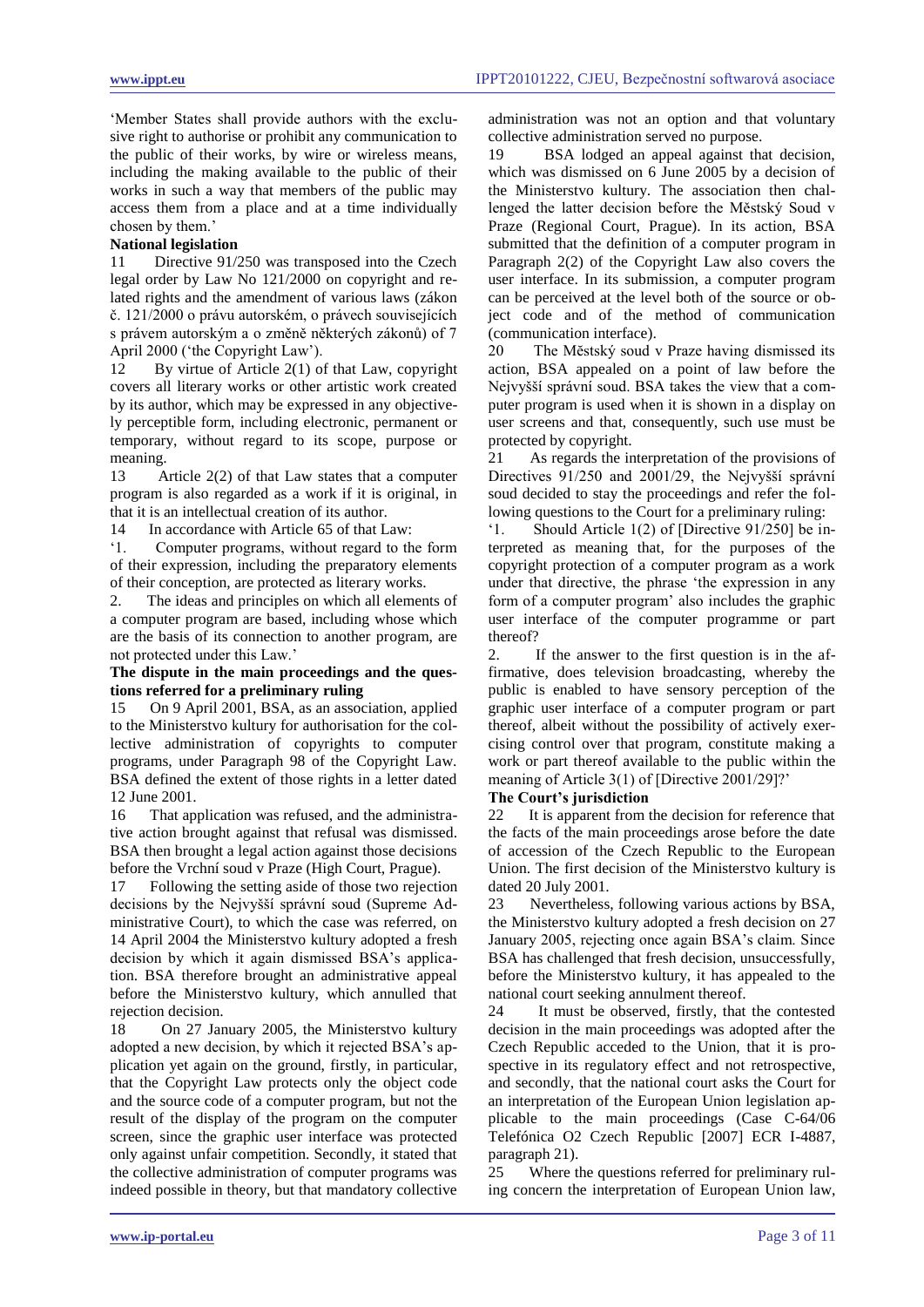'Member States shall provide authors with the exclusive right to authorise or prohibit any communication to the public of their works, by wire or wireless means, including the making available to the public of their works in such a way that members of the public may access them from a place and at a time individually chosen by them.'

**National legislation**

11 Directive 91/250 was transposed into the Czech legal order by Law No 121/2000 on copyright and related rights and the amendment of various laws (zákon č. 121/2000 o právu autorském, o právech souvisejících s právem autorským a o změně některých zákonů) of 7 April 2000 ('the Copyright Law').

12 By virtue of Article 2(1) of that Law, copyright covers all literary works or other artistic work created by its author, which may be expressed in any objectively perceptible form, including electronic, permanent or temporary, without regard to its scope, purpose or meaning.

13 Article 2(2) of that Law states that a computer program is also regarded as a work if it is original, in that it is an intellectual creation of its author.

14 In accordance with Article 65 of that Law:

'1. Computer programs, without regard to the form of their expression, including the preparatory elements of their conception, are protected as literary works.

2. The ideas and principles on which all elements of a computer program are based, including whose which are the basis of its connection to another program, are not protected under this Law.'

**The dispute in the main proceedings and the questions referred for a preliminary ruling**

15 On 9 April 2001, BSA, as an association, applied to the Ministerstvo kultury for authorisation for the collective administration of copyrights to computer programs, under Paragraph 98 of the Copyright Law. BSA defined the extent of those rights in a letter dated 12 June 2001.

16 That application was refused, and the administrative action brought against that refusal was dismissed. BSA then brought a legal action against those decisions before the Vrchní soud v Praze (High Court, Prague).

17 Following the setting aside of those two rejection decisions by the Nejvyšší správní soud (Supreme Administrative Court), to which the case was referred, on 14 April 2004 the Ministerstvo kultury adopted a fresh decision by which it again dismissed BSA's application. BSA therefore brought an administrative appeal before the Ministerstvo kultury, which annulled that rejection decision.

18 On 27 January 2005, the Ministerstvo kultury adopted a new decision, by which it rejected BSA's application yet again on the ground, firstly, in particular, that the Copyright Law protects only the object code and the source code of a computer program, but not the result of the display of the program on the computer screen, since the graphic user interface was protected only against unfair competition. Secondly, it stated that the collective administration of computer programs was indeed possible in theory, but that mandatory collective administration was not an option and that voluntary collective administration served no purpose.

19 BSA lodged an appeal against that decision, which was dismissed on 6 June 2005 by a decision of the Ministerstvo kultury. The association then challenged the latter decision before the Městský Soud v Praze (Regional Court, Prague). In its action, BSA submitted that the definition of a computer program in Paragraph 2(2) of the Copyright Law also covers the user interface. In its submission, a computer program can be perceived at the level both of the source or object code and of the method of communication (communication interface).

20 The Městský soud v Praze having dismissed its action, BSA appealed on a point of law before the Nejvyšší správní soud. BSA takes the view that a computer program is used when it is shown in a display on user screens and that, consequently, such use must be protected by copyright.

21 As regards the interpretation of the provisions of Directives 91/250 and 2001/29, the Nejvyšší správní soud decided to stay the proceedings and refer the following questions to the Court for a preliminary ruling:

'1. Should Article 1(2) of [Directive 91/250] be interpreted as meaning that, for the purposes of the copyright protection of a computer program as a work under that directive, the phrase 'the expression in any form of a computer program' also includes the graphic user interface of the computer programme or part thereof?

2. If the answer to the first question is in the affirmative, does television broadcasting, whereby the public is enabled to have sensory perception of the graphic user interface of a computer program or part thereof, albeit without the possibility of actively exercising control over that program, constitute making a work or part thereof available to the public within the meaning of Article 3(1) of [Directive 2001/29]?'

**The Court's jurisdiction**

22 It is apparent from the decision for reference that the facts of the main proceedings arose before the date of accession of the Czech Republic to the European Union. The first decision of the Ministerstvo kultury is dated 20 July 2001.

23 Nevertheless, following various actions by BSA, the Ministerstvo kultury adopted a fresh decision on 27 January 2005, rejecting once again BSA's claim. Since BSA has challenged that fresh decision, unsuccessfully, before the Ministerstvo kultury, it has appealed to the national court seeking annulment thereof.

24 It must be observed, firstly, that the contested decision in the main proceedings was adopted after the Czech Republic acceded to the Union, that it is prospective in its regulatory effect and not retrospective, and secondly, that the national court asks the Court for an interpretation of the European Union legislation applicable to the main proceedings (Case C-64/06 Telefónica O2 Czech Republic [2007] ECR I-4887, paragraph 21).

25 Where the questions referred for preliminary ruling concern the interpretation of European Union law,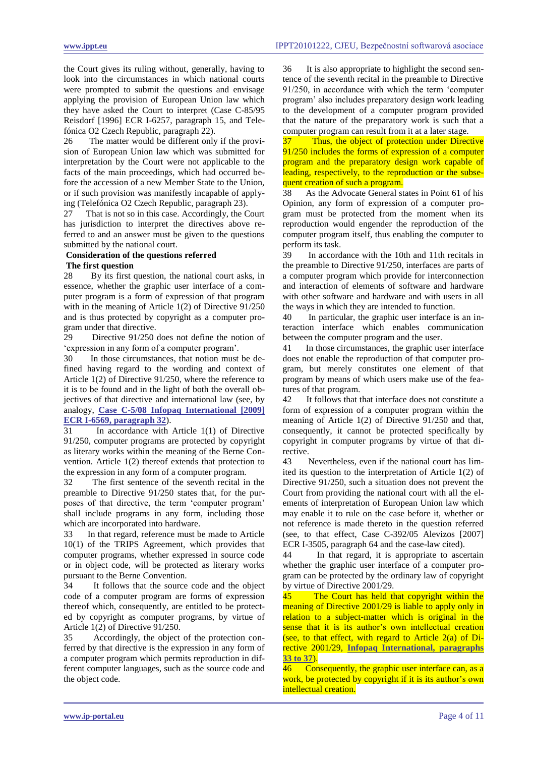the Court gives its ruling without, generally, having to look into the circumstances in which national courts were prompted to submit the questions and envisage applying the provision of European Union law which they have asked the Court to interpret (Case C-85/95 Reisdorf [1996] ECR I-6257, paragraph 15, and Telefónica O2 Czech Republic, paragraph 22).

26 The matter would be different only if the provision of European Union law which was submitted for interpretation by the Court were not applicable to the facts of the main proceedings, which had occurred before the accession of a new Member State to the Union, or if such provision was manifestly incapable of applying (Telefónica O2 Czech Republic, paragraph 23).

27 That is not so in this case. Accordingly, the Court has jurisdiction to interpret the directives above referred to and an answer must be given to the questions submitted by the national court.

**Consideration of the questions referred**

**The first question**

28 By its first question, the national court asks, in essence, whether the graphic user interface of a computer program is a form of expression of that program with in the meaning of Article 1(2) of Directive 91/250 and is thus protected by copyright as a computer program under that directive.

29 Directive 91/250 does not define the notion of 'expression in any form of a computer program'.

30 In those circumstances, that notion must be defined having regard to the wording and context of Article 1(2) of Directive 91/250, where the reference to it is to be found and in the light of both the overall objectives of that directive and international law (see, by analogy, **Case C-5/08 Infopaq International [2009] ECR I-6569, paragraph 32**).

31 In accordance with Article 1(1) of Directive 91/250, computer programs are protected by copyright as literary works within the meaning of the Berne Convention. Article 1(2) thereof extends that protection to the expression in any form of a computer program.

32 The first sentence of the seventh recital in the preamble to Directive 91/250 states that, for the purposes of that directive, the term 'computer program' shall include programs in any form, including those which are incorporated into hardware.

33 In that regard, reference must be made to Article 10(1) of the TRIPS Agreement, which provides that computer programs, whether expressed in source code or in object code, will be protected as literary works pursuant to the Berne Convention.

34 It follows that the source code and the object code of a computer program are forms of expression thereof which, consequently, are entitled to be protected by copyright as computer programs, by virtue of Article 1(2) of Directive 91/250.

35 Accordingly, the object of the protection conferred by that directive is the expression in any form of a computer program which permits reproduction in different computer languages, such as the source code and the object code.

36 It is also appropriate to highlight the second sentence of the seventh recital in the preamble to Directive 91/250, in accordance with which the term 'computer program' also includes preparatory design work leading to the development of a computer program provided that the nature of the preparatory work is such that a computer program can result from it at a later stage.

37 Thus, the object of protection under Directive 91/250 includes the forms of expression of a computer program and the preparatory design work capable of leading, respectively, to the reproduction or the subsequent creation of such a program.

38 As the Advocate General states in Point 61 of his Opinion, any form of expression of a computer program must be protected from the moment when its reproduction would engender the reproduction of the computer program itself, thus enabling the computer to perform its task.

39 In accordance with the 10th and 11th recitals in the preamble to Directive 91/250, interfaces are parts of a computer program which provide for interconnection and interaction of elements of software and hardware with other software and hardware and with users in all the ways in which they are intended to function.

40 In particular, the graphic user interface is an interaction interface which enables communication between the computer program and the user.

41 In those circumstances, the graphic user interface does not enable the reproduction of that computer program, but merely constitutes one element of that program by means of which users make use of the features of that program.

42 It follows that that interface does not constitute a form of expression of a computer program within the meaning of Article 1(2) of Directive 91/250 and that, consequently, it cannot be protected specifically by copyright in computer programs by virtue of that directive.

43 Nevertheless, even if the national court has limited its question to the interpretation of Article 1(2) of Directive 91/250, such a situation does not prevent the Court from providing the national court with all the elements of interpretation of European Union law which may enable it to rule on the case before it, whether or not reference is made thereto in the question referred (see, to that effect, Case C-392/05 Alevizos [2007] ECR I-3505, paragraph 64 and the case-law cited).

44 In that regard, it is appropriate to ascertain whether the graphic user interface of a computer program can be protected by the ordinary law of copyright by virtue of Directive 2001/29.

45 The Court has held that copyright within the meaning of Directive 2001/29 is liable to apply only in relation to a subject-matter which is original in the sense that it is its author's own intellectual creation (see, to that effect, with regard to Article 2(a) of Directive 2001/29, **Infopaq International, paragraphs 33 to 37**).

46 Consequently, the graphic user interface can, as a work, be protected by copyright if it is its author's own intellectual creation.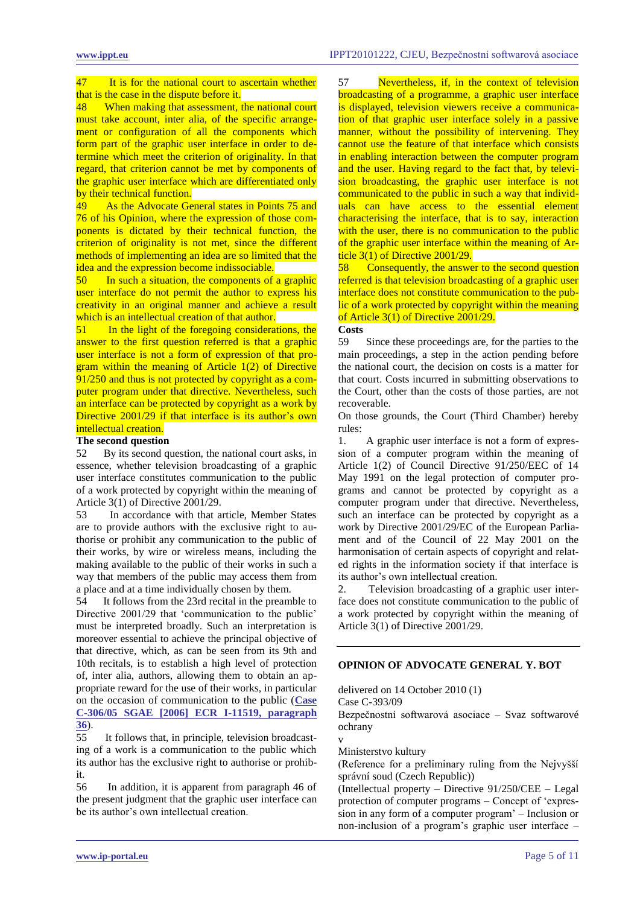47 It is for the national court to ascertain whether that is the case in the dispute before it.

48 When making that assessment, the national court must take account, inter alia, of the specific arrangement or configuration of all the components which form part of the graphic user interface in order to determine which meet the criterion of originality. In that regard, that criterion cannot be met by components of the graphic user interface which are differentiated only by their technical function.

49 As the Advocate General states in Points 75 and 76 of his Opinion, where the expression of those components is dictated by their technical function, the criterion of originality is not met, since the different methods of implementing an idea are so limited that the idea and the expression become indissociable.

50 In such a situation, the components of a graphic user interface do not permit the author to express his creativity in an original manner and achieve a result which is an intellectual creation of that author.

51 In the light of the foregoing considerations, the answer to the first question referred is that a graphic user interface is not a form of expression of that program within the meaning of Article 1(2) of Directive 91/250 and thus is not protected by copyright as a computer program under that directive. Nevertheless, such an interface can be protected by copyright as a work by Directive 2001/29 if that interface is its author's own intellectual creation.

**The second question**

52 By its second question, the national court asks, in essence, whether television broadcasting of a graphic user interface constitutes communication to the public of a work protected by copyright within the meaning of Article 3(1) of Directive 2001/29.

53 In accordance with that article, Member States are to provide authors with the exclusive right to authorise or prohibit any communication to the public of their works, by wire or wireless means, including the making available to the public of their works in such a way that members of the public may access them from a place and at a time individually chosen by them.

54 It follows from the 23rd recital in the preamble to Directive 2001/29 that 'communication to the public' must be interpreted broadly. Such an interpretation is moreover essential to achieve the principal objective of that directive, which, as can be seen from its 9th and 10th recitals, is to establish a high level of protection of, inter alia, authors, allowing them to obtain an appropriate reward for the use of their works, in particular on the occasion of communication to the public (**Case C-306/05 SGAE [2006] ECR I-11519, paragraph 36**).

55 It follows that, in principle, television broadcasting of a work is a communication to the public which its author has the exclusive right to authorise or prohibit.

56 In addition, it is apparent from paragraph 46 of the present judgment that the graphic user interface can be its author's own intellectual creation.

57 Nevertheless, if, in the context of television broadcasting of a programme, a graphic user interface is displayed, television viewers receive a communication of that graphic user interface solely in a passive manner, without the possibility of intervening. They cannot use the feature of that interface which consists in enabling interaction between the computer program and the user. Having regard to the fact that, by television broadcasting, the graphic user interface is not communicated to the public in such a way that individuals can have access to the essential element characterising the interface, that is to say, interaction with the user, there is no communication to the public of the graphic user interface within the meaning of Article 3(1) of Directive 2001/29.

58 Consequently, the answer to the second question referred is that television broadcasting of a graphic user interface does not constitute communication to the public of a work protected by copyright within the meaning of Article 3(1) of Directive 2001/29.

**Costs**

59 Since these proceedings are, for the parties to the main proceedings, a step in the action pending before the national court, the decision on costs is a matter for that court. Costs incurred in submitting observations to the Court, other than the costs of those parties, are not recoverable.

On those grounds, the Court (Third Chamber) hereby rules:

1. A graphic user interface is not a form of expression of a computer program within the meaning of Article 1(2) of Council Directive 91/250/EEC of 14 May 1991 on the legal protection of computer programs and cannot be protected by copyright as a computer program under that directive. Nevertheless, such an interface can be protected by copyright as a work by Directive 2001/29/EC of the European Parliament and of the Council of 22 May 2001 on the harmonisation of certain aspects of copyright and related rights in the information society if that interface is its author's own intellectual creation.

2. Television broadcasting of a graphic user interface does not constitute communication to the public of a work protected by copyright within the meaning of Article 3(1) of Directive 2001/29.

---

**OPINION OF ADVOCATE GENERAL Y. BOT**

delivered on 14 October 2010 (1)

Case C-393/09

Bezpečnostní softwarová asociace – Svaz softwarové ochrany

v

Ministerstvo kultury

(Reference for a preliminary ruling from the Nejvyšší správní soud (Czech Republic))

(Intellectual property – Directive 91/250/CEE – Legal protection of computer programs – Concept of 'expression in any form of a computer program' – Inclusion or non-inclusion of a program's graphic user interface –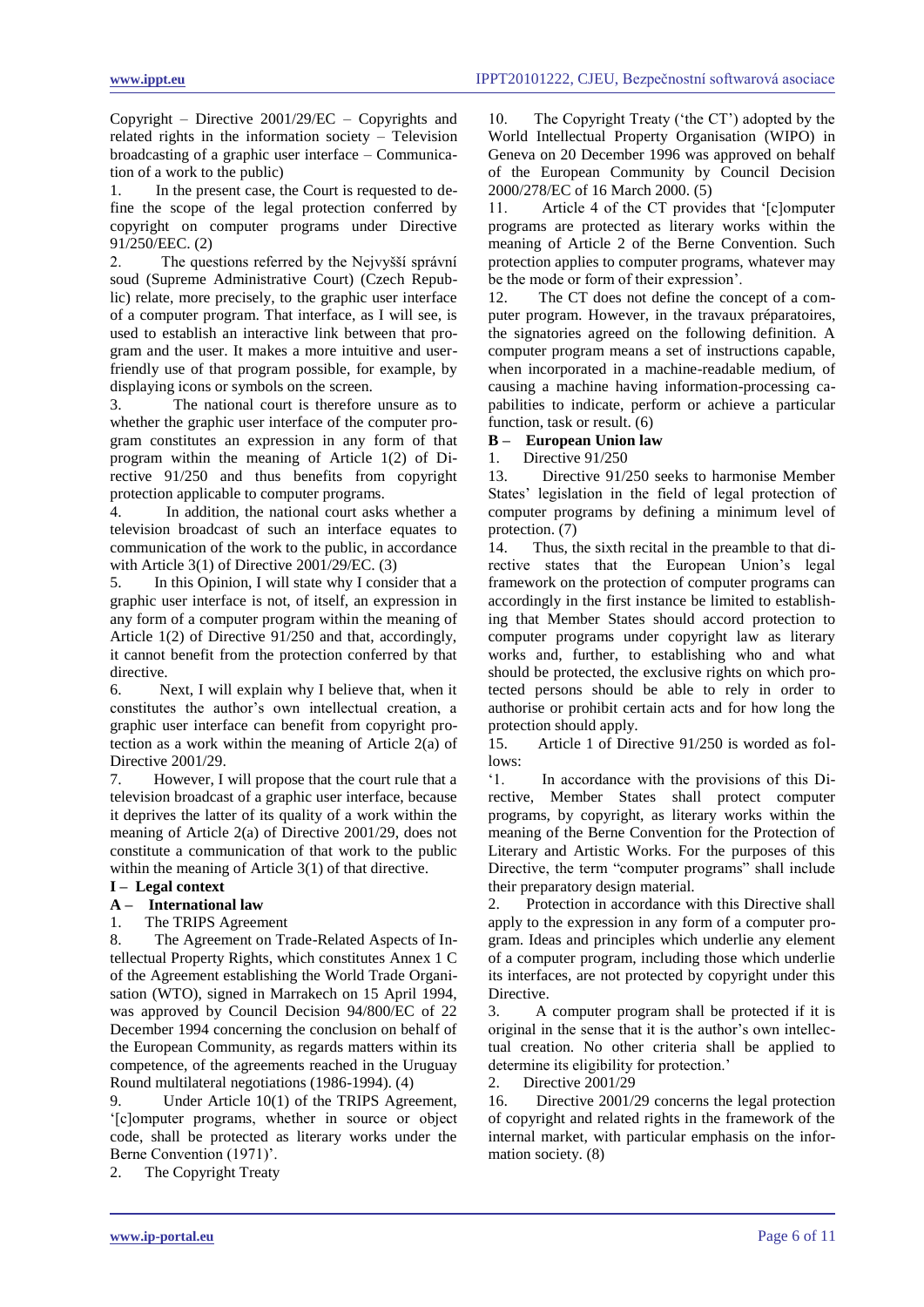Copyright – Directive 2001/29/EC – Copyrights and related rights in the information society – Television broadcasting of a graphic user interface – Communication of a work to the public)

1. In the present case, the Court is requested to define the scope of the legal protection conferred by copyright on computer programs under Directive 91/250/EEC. (2)

2. The questions referred by the Nejvyšší správní soud (Supreme Administrative Court) (Czech Republic) relate, more precisely, to the graphic user interface of a computer program. That interface, as I will see, is used to establish an interactive link between that program and the user. It makes a more intuitive and user-friendly use of that program possible, for example, by displaying icons or symbols on the screen.

3. The national court is therefore unsure as to whether the graphic user interface of the computer program constitutes an expression in any form of that program within the meaning of Article 1(2) of Directive 91/250 and thus benefits from copyright protection applicable to computer programs.

4. In addition, the national court asks whether a television broadcast of such an interface equates to communication of the work to the public, in accordance with Article 3(1) of Directive 2001/29/EC. (3)

5. In this Opinion, I will state why I consider that a graphic user interface is not, of itself, an expression in any form of a computer program within the meaning of Article 1(2) of Directive 91/250 and that, accordingly, it cannot benefit from the protection conferred by that directive.

6. Next, I will explain why I believe that, when it constitutes the author's own intellectual creation, a graphic user interface can benefit from copyright protection as a work within the meaning of Article 2(a) of Directive 2001/29.

7. However, I will propose that the court rule that a television broadcast of a graphic user interface, because it deprives the latter of its quality of a work within the meaning of Article 2(a) of Directive 2001/29, does not constitute a communication of that work to the public within the meaning of Article 3(1) of that directive.

## I – Legal context

### A – International law

1. The TRIPS Agreement

8. The Agreement on Trade-Related Aspects of Intellectual Property Rights, which constitutes Annex 1 C of the Agreement establishing the World Trade Organisation (WTO), signed in Marrakech on 15 April 1994, was approved by Council Decision 94/800/EC of 22 December 1994 concerning the conclusion on behalf of the European Community, as regards matters within its competence, of the agreements reached in the Uruguay Round multilateral negotiations (1986-1994). (4)

9. Under Article 10(1) of the TRIPS Agreement, '[c]omputer programs, whether in source or object code, shall be protected as literary works under the Berne Convention (1971)'.

2. The Copyright Treaty

10. The Copyright Treaty ('the CT') adopted by the World Intellectual Property Organisation (WIPO) in Geneva on 20 December 1996 was approved on behalf of the European Community by Council Decision 2000/278/EC of 16 March 2000. (5)

11. Article 4 of the CT provides that '[c]omputer programs are protected as literary works within the meaning of Article 2 of the Berne Convention. Such protection applies to computer programs, whatever may be the mode or form of their expression'.

12. The CT does not define the concept of a computer program. However, in the travaux préparatoires, the signatories agreed on the following definition. A computer program means a set of instructions capable, when incorporated in a machine-readable medium, of causing a machine having information-processing capabilities to indicate, perform or achieve a particular function, task or result. (6)

### B – European Union law

1. Directive 91/250

13. Directive 91/250 seeks to harmonise Member States' legislation in the field of legal protection of computer programs by defining a minimum level of protection. (7)

14. Thus, the sixth recital in the preamble to that directive states that the European Union's legal framework on the protection of computer programs can accordingly in the first instance be limited to establishing that Member States should accord protection to computer programs under copyright law as literary works and, further, to establishing who and what should be protected, the exclusive rights on which protected persons should be able to rely in order to authorise or prohibit certain acts and for how long the protection should apply.

15. Article 1 of Directive 91/250 is worded as follows:

'1. In accordance with the provisions of this Directive, Member States shall protect computer programs, by copyright, as literary works within the meaning of the Berne Convention for the Protection of Literary and Artistic Works. For the purposes of this Directive, the term "computer programs" shall include their preparatory design material.

2. Protection in accordance with this Directive shall apply to the expression in any form of a computer program. Ideas and principles which underlie any element of a computer program, including those which underlie its interfaces, are not protected by copyright under this Directive.

3. A computer program shall be protected if it is original in the sense that it is the author's own intellectual creation. No other criteria shall be applied to determine its eligibility for protection.'

2. Directive 2001/29

16. Directive 2001/29 concerns the legal protection of copyright and related rights in the framework of the internal market, with particular emphasis on the information society. (8)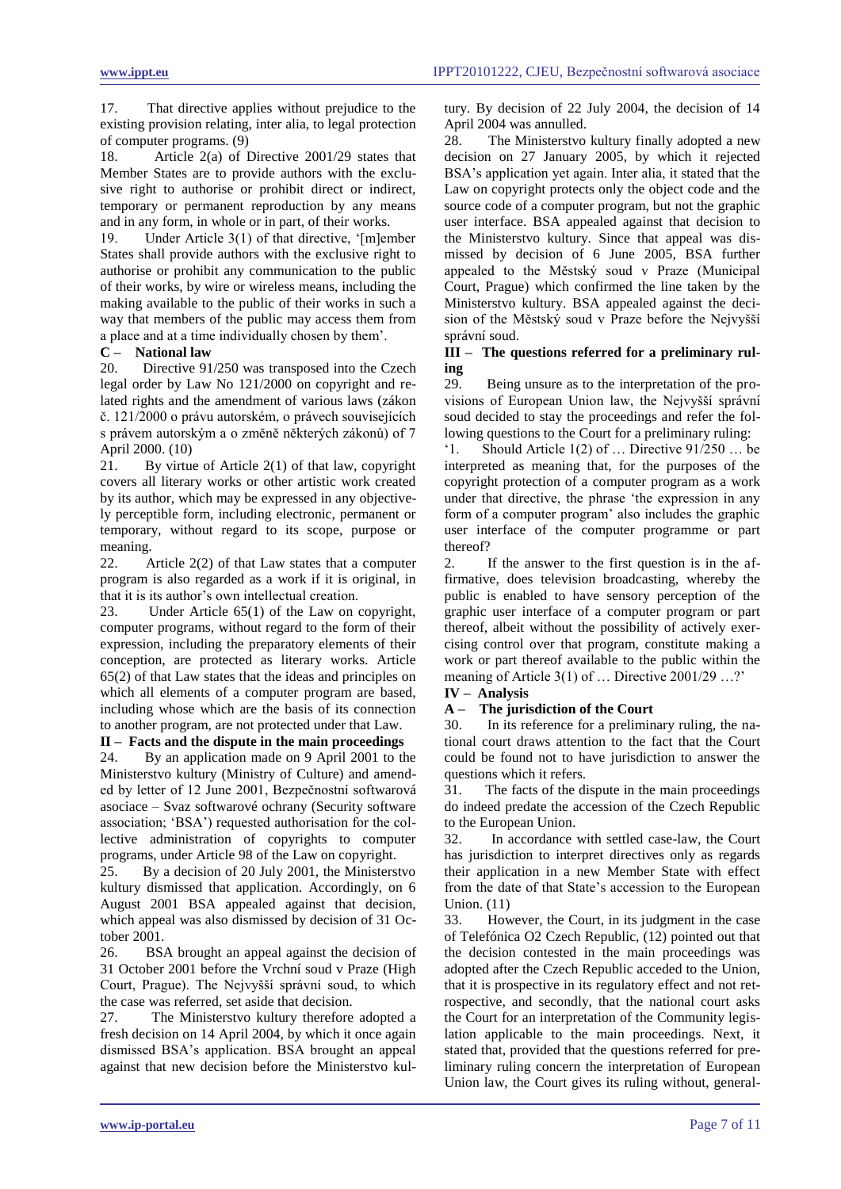17. That directive applies without prejudice to the existing provision relating, inter alia, to legal protection of computer programs. (9)

18. Article 2(a) of Directive 2001/29 states that Member States are to provide authors with the exclusive right to authorise or prohibit direct or indirect, temporary or permanent reproduction by any means and in any form, in whole or in part, of their works.

19. Under Article 3(1) of that directive, '[m]ember States shall provide authors with the exclusive right to authorise or prohibit any communication to the public of their works, by wire or wireless means, including the making available to the public of their works in such a way that members of the public may access them from a place and at a time individually chosen by them'.

### C – National law

20. Directive 91/250 was transposed into the Czech legal order by Law No 121/2000 on copyright and related rights and the amendment of various laws (zákon č. 121/2000 o právu autorském, o právech souvisejících s právem autorským a o změně některých zákonů) of 7 April 2000. (10)

21. By virtue of Article 2(1) of that law, copyright covers all literary works or other artistic work created by its author, which may be expressed in any objectively perceptible form, including electronic, permanent or temporary, without regard to its scope, purpose or meaning.

22. Article 2(2) of that Law states that a computer program is also regarded as a work if it is original, in that it is its author's own intellectual creation.

23. Under Article 65(1) of the Law on copyright, computer programs, without regard to the form of their expression, including the preparatory elements of their conception, are protected as literary works. Article 65(2) of that Law states that the ideas and principles on which all elements of a computer program are based, including whose which are the basis of its connection to another program, are not protected under that Law.

## II – Facts and the dispute in the main proceedings

24. By an application made on 9 April 2001 to the Ministerstvo kultury (Ministry of Culture) and amended by letter of 12 June 2001, Bezpečnostní softwarová asociace – Svaz softwarové ochrany (Security software association; 'BSA') requested authorisation for the collective administration of copyrights to computer programs, under Article 98 of the Law on copyright.

25. By a decision of 20 July 2001, the Ministerstvo kultury dismissed that application. Accordingly, on 6 August 2001 BSA appealed against that decision, which appeal was also dismissed by decision of 31 October 2001.

26. BSA brought an appeal against the decision of 31 October 2001 before the Vrchní soud v Praze (High Court, Prague). The Nejvyšší správní soud, to which the case was referred, set aside that decision.

27. The Ministerstvo kultury therefore adopted a fresh decision on 14 April 2004, by which it once again dismissed BSA's application. BSA brought an appeal against that new decision before the Ministerstvo kultury. By decision of 22 July 2004, the decision of 14 April 2004 was annulled.

28. The Ministerstvo kultury finally adopted a new decision on 27 January 2005, by which it rejected BSA's application yet again. Inter alia, it stated that the Law on copyright protects only the object code and the source code of a computer program, but not the graphic user interface. BSA appealed against that decision to the Ministerstvo kultury. Since that appeal was dismissed by decision of 6 June 2005, BSA further appealed to the Městský soud v Praze (Municipal Court, Prague) which confirmed the line taken by the Ministerstvo kultury. BSA appealed against the decision of the Městský soud v Praze before the Nejvyšší správní soud.

## III – The questions referred for a preliminary ruling

29. Being unsure as to the interpretation of the provisions of European Union law, the Nejvyšší správní soud decided to stay the proceedings and refer the following questions to the Court for a preliminary ruling:

'1. Should Article 1(2) of … Directive 91/250 … be interpreted as meaning that, for the purposes of the copyright protection of a computer program as a work under that directive, the phrase 'the expression in any form of a computer program' also includes the graphic user interface of the computer programme or part thereof?

2. If the answer to the first question is in the affirmative, does television broadcasting, whereby the public is enabled to have sensory perception of the graphic user interface of a computer program or part thereof, albeit without the possibility of actively exercising control over that program, constitute making a work or part thereof available to the public within the meaning of Article 3(1) of … Directive 2001/29 …?'

## IV – Analysis

### A – The jurisdiction of the Court

30. In its reference for a preliminary ruling, the national court draws attention to the fact that the Court could be found not to have jurisdiction to answer the questions which it refers.

31. The facts of the dispute in the main proceedings do indeed predate the accession of the Czech Republic to the European Union.

32. In accordance with settled case-law, the Court has jurisdiction to interpret directives only as regards their application in a new Member State with effect from the date of that State's accession to the European Union. (11)

33. However, the Court, in its judgment in the case of Telefónica O2 Czech Republic, (12) pointed out that the decision contested in the main proceedings was adopted after the Czech Republic acceded to the Union, that it is prospective in its regulatory effect and not retrospective, and secondly, that the national court asks the Court for an interpretation of the Community legislation applicable to the main proceedings. Next, it stated that, provided that the questions referred for preliminary ruling concern the interpretation of European Union law, the Court gives its ruling without, general-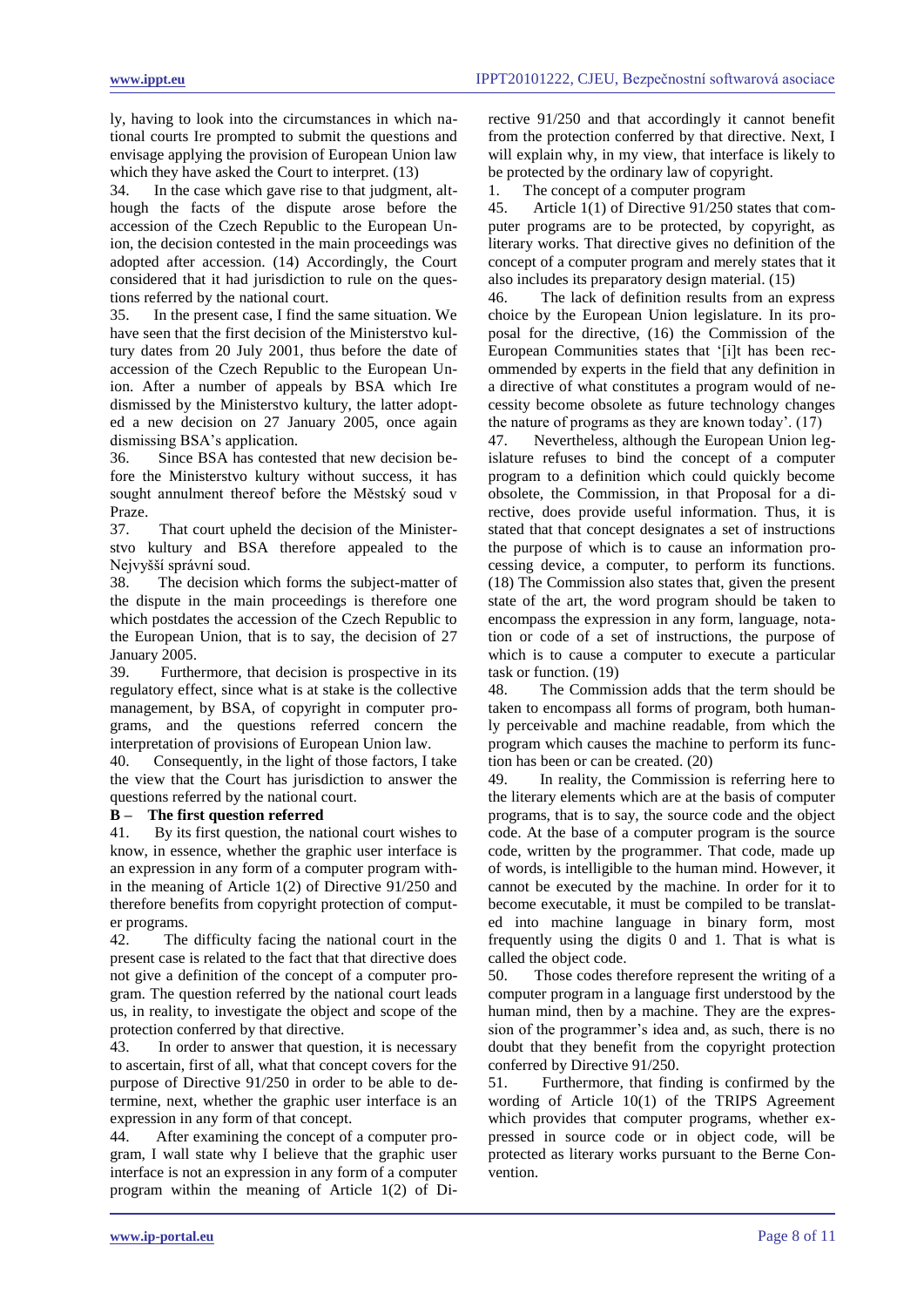ly, having to look into the circumstances in which national courts Ire prompted to submit the questions and envisage applying the provision of European Union law which they have asked the Court to interpret. (13)

34. In the case which gave rise to that judgment, although the facts of the dispute arose before the accession of the Czech Republic to the European Union, the decision contested in the main proceedings was adopted after accession. (14) Accordingly, the Court considered that it had jurisdiction to rule on the questions referred by the national court.

35. In the present case, I find the same situation. We have seen that the first decision of the Ministerstvo kultury dates from 20 July 2001, thus before the date of accession of the Czech Republic to the European Union. After a number of appeals by BSA which Ire dismissed by the Ministerstvo kultury, the latter adopted a new decision on 27 January 2005, once again dismissing BSA's application.

36. Since BSA has contested that new decision before the Ministerstvo kultury without success, it has sought annulment thereof before the Městský soud v Praze.

37. That court upheld the decision of the Ministerstvo kultury and BSA therefore appealed to the Nejvyšší správní soud.

38. The decision which forms the subject-matter of the dispute in the main proceedings is therefore one which postdates the accession of the Czech Republic to the European Union, that is to say, the decision of 27 January 2005.

39. Furthermore, that decision is prospective in its regulatory effect, since what is at stake is the collective management, by BSA, of copyright in computer programs, and the questions referred concern the interpretation of provisions of European Union law.

40. Consequently, in the light of those factors, I take the view that the Court has jurisdiction to answer the questions referred by the national court.

### B – The first question referred

41. By its first question, the national court wishes to know, in essence, whether the graphic user interface is an expression in any form of a computer program within the meaning of Article 1(2) of Directive 91/250 and therefore benefits from copyright protection of computer programs.

42. The difficulty facing the national court in the present case is related to the fact that that directive does not give a definition of the concept of a computer program. The question referred by the national court leads us, in reality, to investigate the object and scope of the protection conferred by that directive.

43. In order to answer that question, it is necessary to ascertain, first of all, what that concept covers for the purpose of Directive 91/250 in order to be able to determine, next, whether the graphic user interface is an expression in any form of that concept.

44. After examining the concept of a computer program, I wall state why I believe that the graphic user interface is not an expression in any form of a computer program within the meaning of Article 1(2) of Directive 91/250 and that accordingly it cannot benefit from the protection conferred by that directive. Next, I will explain why, in my view, that interface is likely to be protected by the ordinary law of copyright.

1. The concept of a computer program

45. Article 1(1) of Directive 91/250 states that computer programs are to be protected, by copyright, as literary works. That directive gives no definition of the concept of a computer program and merely states that it also includes its preparatory design material. (15)

46. The lack of definition results from an express choice by the European Union legislature. In its proposal for the directive, (16) the Commission of the European Communities states that '[i]t has been recommended by experts in the field that any definition in a directive of what constitutes a program would of necessity become obsolete as future technology changes the nature of programs as they are known today'. (17)

47. Nevertheless, although the European Union legislature refuses to bind the concept of a computer program to a definition which could quickly become obsolete, the Commission, in that Proposal for a directive, does provide useful information. Thus, it is stated that that concept designates a set of instructions the purpose of which is to cause an information processing device, a computer, to perform its functions. (18) The Commission also states that, given the present state of the art, the word program should be taken to encompass the expression in any form, language, notation or code of a set of instructions, the purpose of which is to cause a computer to execute a particular task or function. (19)

48. The Commission adds that the term should be taken to encompass all forms of program, both humanly perceivable and machine readable, from which the program which causes the machine to perform its function has been or can be created. (20)

49. In reality, the Commission is referring here to the literary elements which are at the basis of computer programs, that is to say, the source code and the object code. At the base of a computer program is the source code, written by the programmer. That code, made up of words, is intelligible to the human mind. However, it cannot be executed by the machine. In order for it to become executable, it must be compiled to be translated into machine language in binary form, most frequently using the digits 0 and 1. That is what is called the object code.

50. Those codes therefore represent the writing of a computer program in a language first understood by the human mind, then by a machine. They are the expression of the programmer's idea and, as such, there is no doubt that they benefit from the copyright protection conferred by Directive 91/250.

51. Furthermore, that finding is confirmed by the wording of Article 10(1) of the TRIPS Agreement which provides that computer programs, whether expressed in source code or in object code, will be protected as literary works pursuant to the Berne Convention.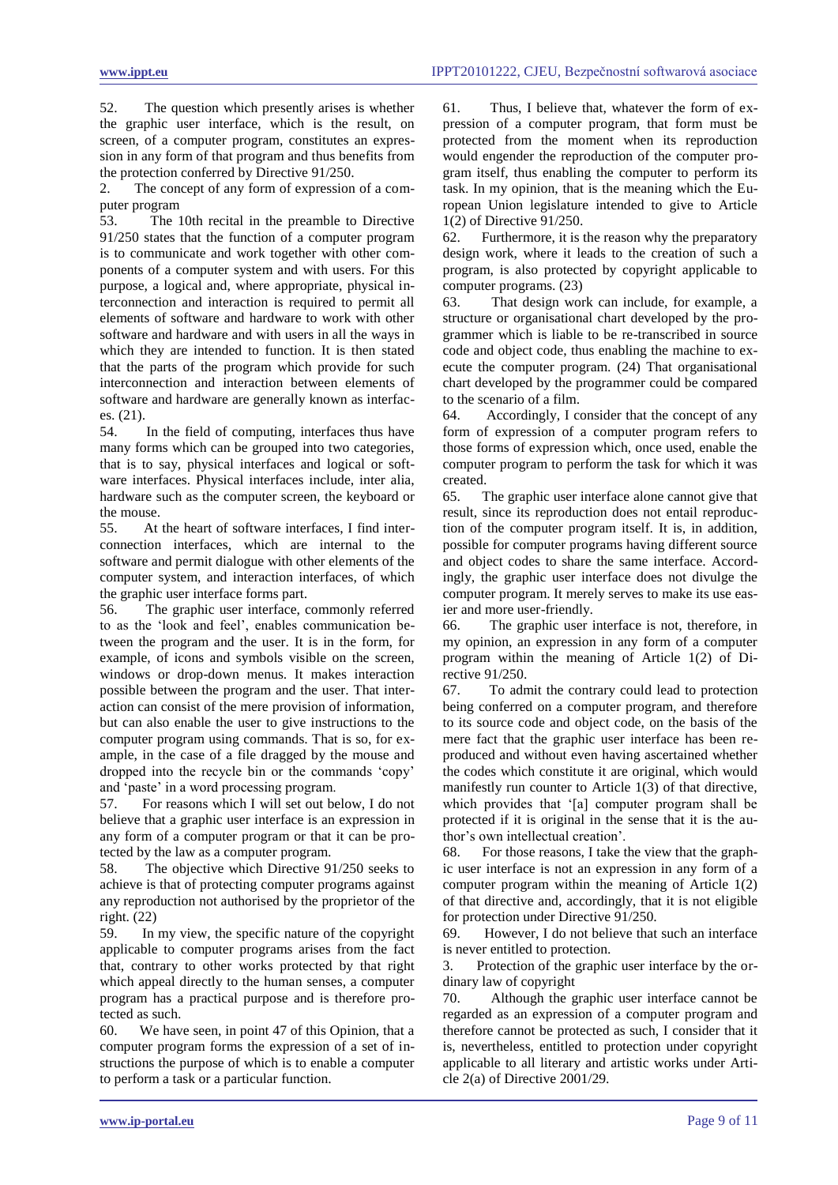52. The question which presently arises is whether the graphic user interface, which is the result, on screen, of a computer program, constitutes an expression in any form of that program and thus benefits from the protection conferred by Directive 91/250.

2. The concept of any form of expression of a computer program

53. The 10th recital in the preamble to Directive 91/250 states that the function of a computer program is to communicate and work together with other components of a computer system and with users. For this purpose, a logical and, where appropriate, physical interconnection and interaction is required to permit all elements of software and hardware to work with other software and hardware and with users in all the ways in which they are intended to function. It is then stated that the parts of the program which provide for such interconnection and interaction between elements of software and hardware are generally known as interfaces. (21).

54. In the field of computing, interfaces thus have many forms which can be grouped into two categories, that is to say, physical interfaces and logical or software interfaces. Physical interfaces include, inter alia, hardware such as the computer screen, the keyboard or the mouse.

55. At the heart of software interfaces, I find interconnection interfaces, which are internal to the software and permit dialogue with other elements of the computer system, and interaction interfaces, of which the graphic user interface forms part.

56. The graphic user interface, commonly referred to as the 'look and feel', enables communication between the program and the user. It is in the form, for example, of icons and symbols visible on the screen, windows or drop-down menus. It makes interaction possible between the program and the user. That interaction can consist of the mere provision of information, but can also enable the user to give instructions to the computer program using commands. That is so, for example, in the case of a file dragged by the mouse and dropped into the recycle bin or the commands 'copy' and 'paste' in a word processing program.

57. For reasons which I will set out below, I do not believe that a graphic user interface is an expression in any form of a computer program or that it can be protected by the law as a computer program.

58. The objective which Directive 91/250 seeks to achieve is that of protecting computer programs against any reproduction not authorised by the proprietor of the right. (22)

59. In my view, the specific nature of the copyright applicable to computer programs arises from the fact that, contrary to other works protected by that right which appeal directly to the human senses, a computer program has a practical purpose and is therefore protected as such.

60. We have seen, in point 47 of this Opinion, that a computer program forms the expression of a set of instructions the purpose of which is to enable a computer to perform a task or a particular function.

61. Thus, I believe that, whatever the form of expression of a computer program, that form must be protected from the moment when its reproduction would engender the reproduction of the computer program itself, thus enabling the computer to perform its task. In my opinion, that is the meaning which the European Union legislature intended to give to Article 1(2) of Directive 91/250.

62. Furthermore, it is the reason why the preparatory design work, where it leads to the creation of such a program, is also protected by copyright applicable to computer programs. (23)

63. That design work can include, for example, a structure or organisational chart developed by the programmer which is liable to be re-transcribed in source code and object code, thus enabling the machine to execute the computer program. (24) That organisational chart developed by the programmer could be compared to the scenario of a film.

64. Accordingly, I consider that the concept of any form of expression of a computer program refers to those forms of expression which, once used, enable the computer program to perform the task for which it was created.

65. The graphic user interface alone cannot give that result, since its reproduction does not entail reproduction of the computer program itself. It is, in addition, possible for computer programs having different source and object codes to share the same interface. Accordingly, the graphic user interface does not divulge the computer program. It merely serves to make its use easier and more user-friendly.

66. The graphic user interface is not, therefore, in my opinion, an expression in any form of a computer program within the meaning of Article 1(2) of Directive 91/250.

67. To admit the contrary could lead to protection being conferred on a computer program, and therefore to its source code and object code, on the basis of the mere fact that the graphic user interface has been reproduced and without even having ascertained whether the codes which constitute it are original, which would manifestly run counter to Article 1(3) of that directive, which provides that '[a] computer program shall be protected if it is original in the sense that it is the author's own intellectual creation'.

68. For those reasons, I take the view that the graphic user interface is not an expression in any form of a computer program within the meaning of Article 1(2) of that directive and, accordingly, that it is not eligible for protection under Directive 91/250.

69. However, I do not believe that such an interface is never entitled to protection.

3. Protection of the graphic user interface by the ordinary law of copyright

70. Although the graphic user interface cannot be regarded as an expression of a computer program and therefore cannot be protected as such, I consider that it is, nevertheless, entitled to protection under copyright applicable to all literary and artistic works under Article 2(a) of Directive 2001/29.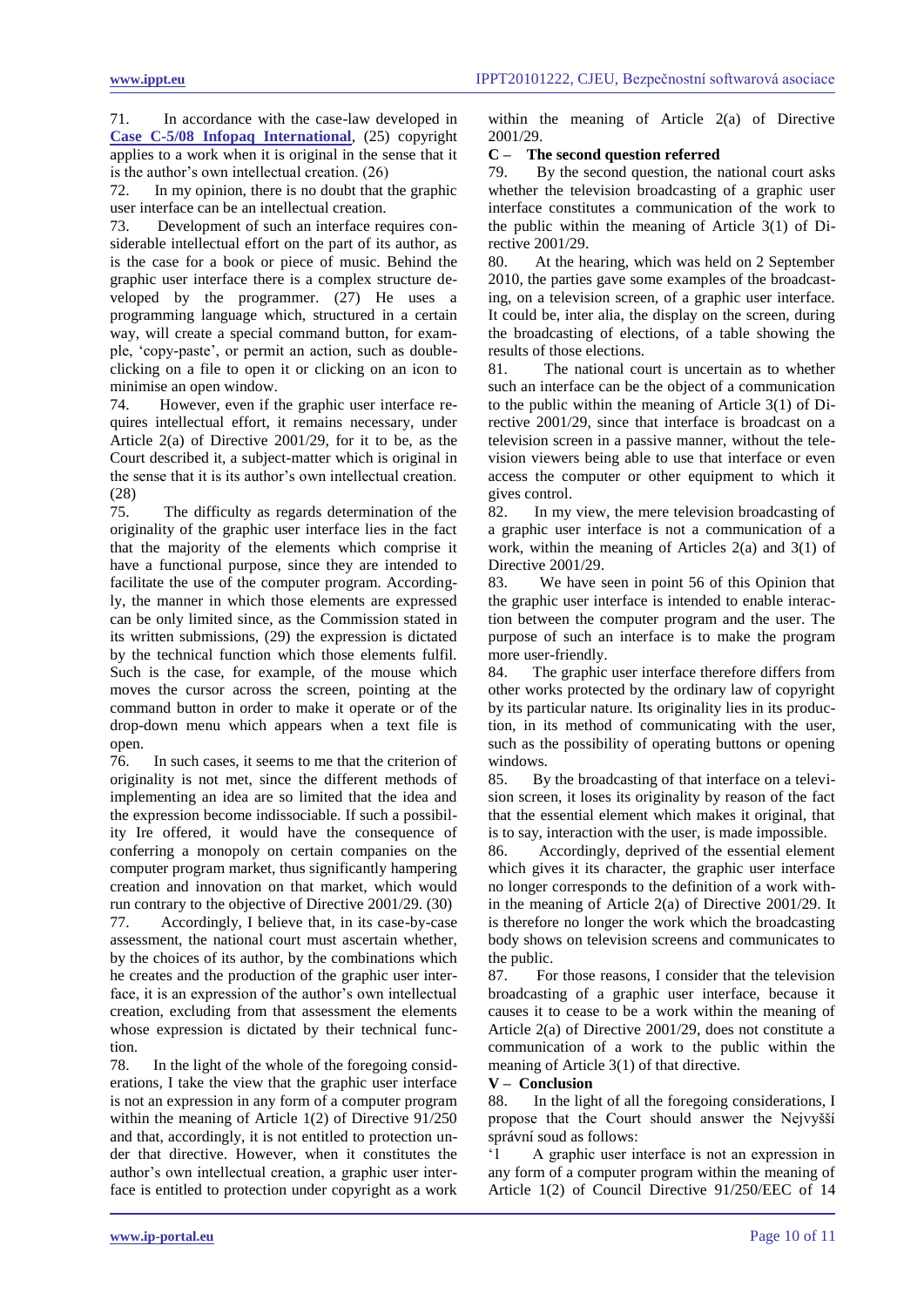71. In accordance with the case-law developed in **Case C-5/08 Infopaq International**, (25) copyright applies to a work when it is original in the sense that it is the author's own intellectual creation. (26)

72. In my opinion, there is no doubt that the graphic user interface can be an intellectual creation.

73. Development of such an interface requires considerable intellectual effort on the part of its author, as is the case for a book or piece of music. Behind the graphic user interface there is a complex structure developed by the programmer. (27) He uses a programming language which, structured in a certain way, will create a special command button, for example, 'copy-paste', or permit an action, such as double-clicking on a file to open it or clicking on an icon to minimise an open window.

74. However, even if the graphic user interface requires intellectual effort, it remains necessary, under Article 2(a) of Directive 2001/29, for it to be, as the Court described it, a subject-matter which is original in the sense that it is its author's own intellectual creation. (28)

75. The difficulty as regards determination of the originality of the graphic user interface lies in the fact that the majority of the elements which comprise it have a functional purpose, since they are intended to facilitate the use of the computer program. Accordingly, the manner in which those elements are expressed can be only limited since, as the Commission stated in its written submissions, (29) the expression is dictated by the technical function which those elements fulfil. Such is the case, for example, of the mouse which moves the cursor across the screen, pointing at the command button in order to make it operate or of the drop-down menu which appears when a text file is open.

76. In such cases, it seems to me that the criterion of originality is not met, since the different methods of implementing an idea are so limited that the idea and the expression become indissociable. If such a possibility Ire offered, it would have the consequence of conferring a monopoly on certain companies on the computer program market, thus significantly hampering creation and innovation on that market, which would run contrary to the objective of Directive 2001/29. (30)

77. Accordingly, I believe that, in its case-by-case assessment, the national court must ascertain whether, by the choices of its author, by the combinations which he creates and the production of the graphic user interface, it is an expression of the author's own intellectual creation, excluding from that assessment the elements whose expression is dictated by their technical function.

78. In the light of the whole of the foregoing considerations, I take the view that the graphic user interface is not an expression in any form of a computer program within the meaning of Article 1(2) of Directive 91/250 and that, accordingly, it is not entitled to protection under that directive. However, when it constitutes the author's own intellectual creation, a graphic user interface is entitled to protection under copyright as a work within the meaning of Article 2(a) of Directive 2001/29.

### C – The second question referred

79. By the second question, the national court asks whether the television broadcasting of a graphic user interface constitutes a communication of the work to the public within the meaning of Article 3(1) of Directive 2001/29.

80. At the hearing, which was held on 2 September 2010, the parties gave some examples of the broadcasting, on a television screen, of a graphic user interface. It could be, inter alia, the display on the screen, during the broadcasting of elections, of a table showing the results of those elections.

81. The national court is uncertain as to whether such an interface can be the object of a communication to the public within the meaning of Article 3(1) of Directive 2001/29, since that interface is broadcast on a television screen in a passive manner, without the television viewers being able to use that interface or even access the computer or other equipment to which it gives control.

82. In my view, the mere television broadcasting of a graphic user interface is not a communication of a work, within the meaning of Articles 2(a) and 3(1) of Directive 2001/29.

83. We have seen in point 56 of this Opinion that the graphic user interface is intended to enable interaction between the computer program and the user. The purpose of such an interface is to make the program more user-friendly.

84. The graphic user interface therefore differs from other works protected by the ordinary law of copyright by its particular nature. Its originality lies in its production, in its method of communicating with the user, such as the possibility of operating buttons or opening windows.

85. By the broadcasting of that interface on a television screen, it loses its originality by reason of the fact that the essential element which makes it original, that is to say, interaction with the user, is made impossible.

86. Accordingly, deprived of the essential element which gives it its character, the graphic user interface no longer corresponds to the definition of a work within the meaning of Article 2(a) of Directive 2001/29. It is therefore no longer the work which the broadcasting body shows on television screens and communicates to the public.

87. For those reasons, I consider that the television broadcasting of a graphic user interface, because it causes it to cease to be a work within the meaning of Article 2(a) of Directive 2001/29, does not constitute a communication of a work to the public within the meaning of Article 3(1) of that directive.

## V – Conclusion

88. In the light of all the foregoing considerations, I propose that the Court should answer the Nejvyšší správní soud as follows:

'1 A graphic user interface is not an expression in any form of a computer program within the meaning of Article 1(2) of Council Directive 91/250/EEC of 14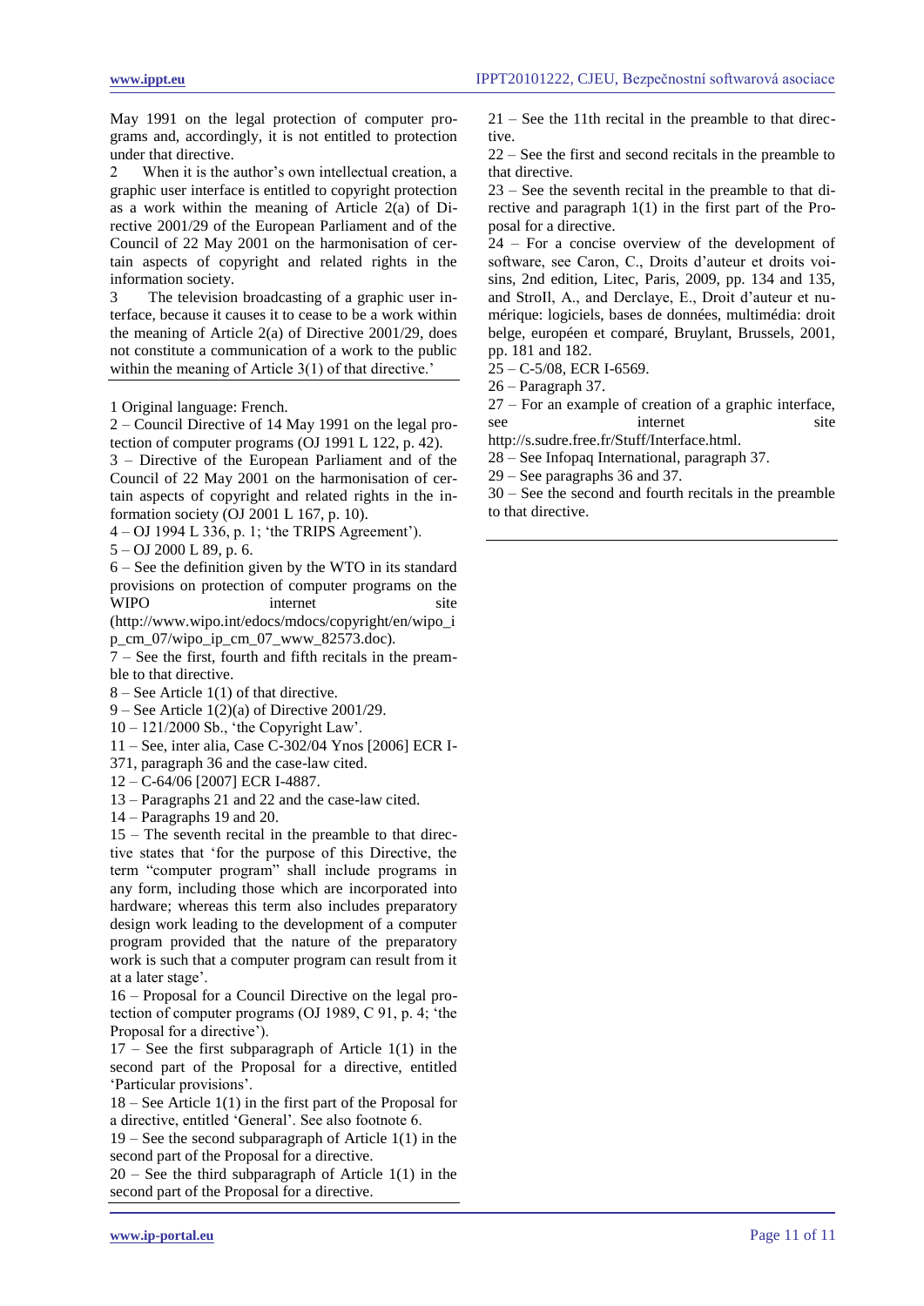May 1991 on the legal protection of computer programs and, accordingly, it is not entitled to protection under that directive.

2 When it is the author's own intellectual creation, a graphic user interface is entitled to copyright protection as a work within the meaning of Article 2(a) of Directive 2001/29 of the European Parliament and of the Council of 22 May 2001 on the harmonisation of certain aspects of copyright and related rights in the information society.

3 The television broadcasting of a graphic user interface, because it causes it to cease to be a work within the meaning of Article 2(a) of Directive 2001/29, does not constitute a communication of a work to the public within the meaning of Article 3(1) of that directive.'

---

1 Original language: French.

2 – Council Directive of 14 May 1991 on the legal protection of computer programs (OJ 1991 L 122, p. 42).

3 – Directive of the European Parliament and of the Council of 22 May 2001 on the harmonisation of certain aspects of copyright and related rights in the information society (OJ 2001 L 167, p. 10).

4 – OJ 1994 L 336, p. 1; 'the TRIPS Agreement').

5 – OJ 2000 L 89, p. 6.

6 – See the definition given by the WTO in its standard provisions on protection of computer programs on the WIPO internet site (http://www.wipo.int/edocs/mdocs/copyright/en/wipo_ip_cm_07/wipo_ip_cm_07_www_82573.doc).

7 – See the first, fourth and fifth recitals in the preamble to that directive.

8 – See Article 1(1) of that directive.

9 – See Article 1(2)(a) of Directive 2001/29.

10 – 121/2000 Sb., 'the Copyright Law'.

11 – See, inter alia, Case C-302/04 Ynos [2006] ECR I-371, paragraph 36 and the case-law cited.

12 – C-64/06 [2007] ECR I-4887.

13 – Paragraphs 21 and 22 and the case-law cited.

14 – Paragraphs 19 and 20.

15 – The seventh recital in the preamble to that directive states that 'for the purpose of this Directive, the term "computer program" shall include programs in any form, including those which are incorporated into hardware; whereas this term also includes preparatory design work leading to the development of a computer program provided that the nature of the preparatory work is such that a computer program can result from it at a later stage'.

16 – Proposal for a Council Directive on the legal protection of computer programs (OJ 1989, C 91, p. 4; 'the Proposal for a directive').

17 – See the first subparagraph of Article 1(1) in the second part of the Proposal for a directive, entitled 'Particular provisions'.

18 – See Article 1(1) in the first part of the Proposal for a directive, entitled 'General'. See also footnote 6.

19 – See the second subparagraph of Article 1(1) in the second part of the Proposal for a directive.

20 – See the third subparagraph of Article 1(1) in the second part of the Proposal for a directive.

21 – See the 11th recital in the preamble to that directive.

22 – See the first and second recitals in the preamble to that directive.

23 – See the seventh recital in the preamble to that directive and paragraph 1(1) in the first part of the Proposal for a directive.

24 – For a concise overview of the development of software, see Caron, C., Droits d'auteur et droits voisins, 2nd edition, Litec, Paris, 2009, pp. 134 and 135, and StroIl, A., and Derclaye, E., Droit d'auteur et numérique: logiciels, bases de données, multimédia: droit belge, européen et comparé, Bruylant, Brussels, 2001, pp. 181 and 182.

25 – C-5/08, ECR I-6569.

26 – Paragraph 37.

27 – For an example of creation of a graphic interface, see internet site http://s.sudre.free.fr/Stuff/Interface.html.

28 – See Infopaq International, paragraph 37.

29 – See paragraphs 36 and 37.

30 – See the second and fourth recitals in the preamble to that directive.